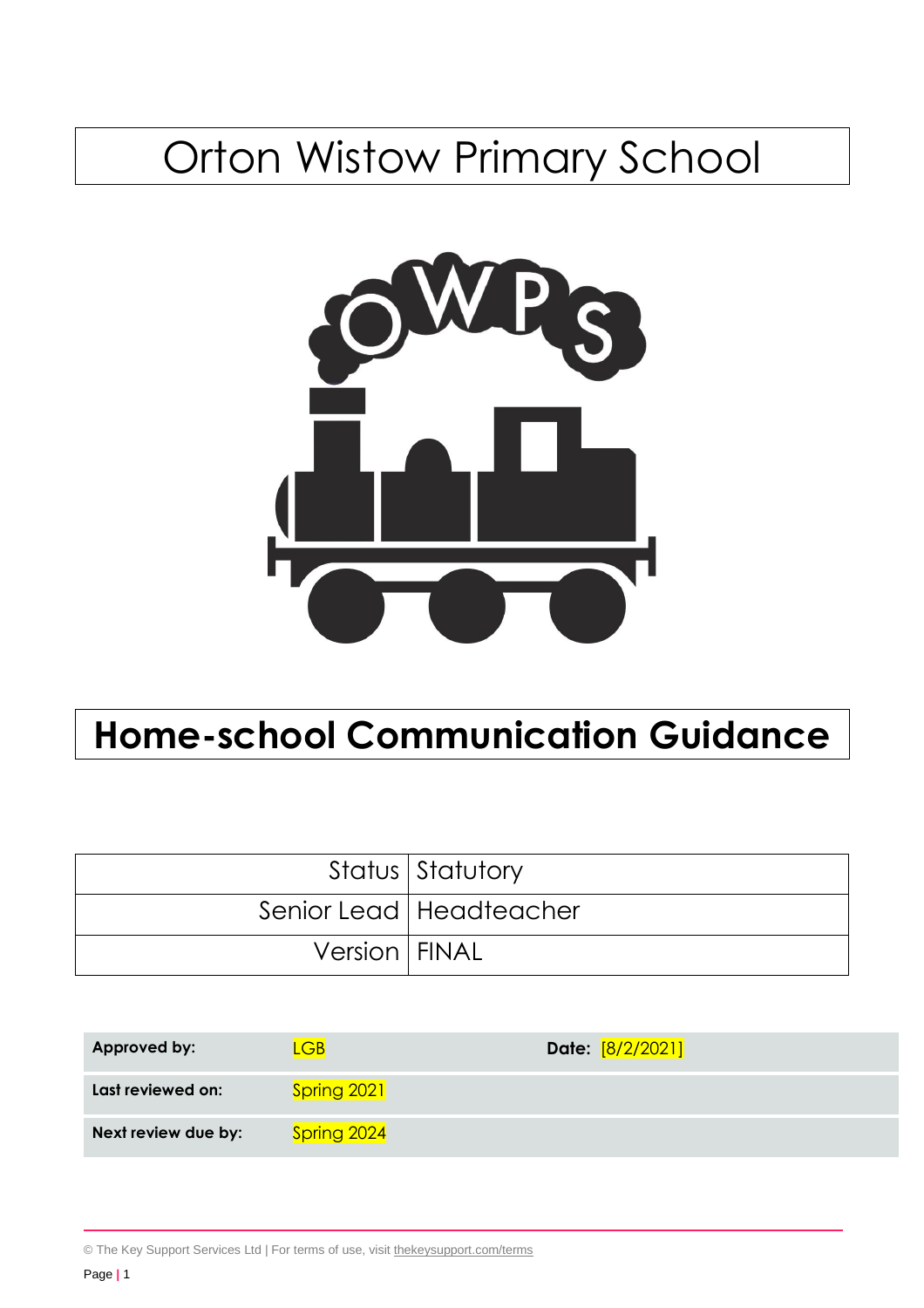# Orton Wistow Primary School

# Home-school Communication Guidance

| | |
|---|---|
| Status | Statutory |
| Senior Lead | Headteacher |
| Version | FINAL |

| | | |
|---|---|---|
| **Approved by:** | LGB | **Date:** [8/2/2021] |
| **Last reviewed on:** | Spring 2021 | |
| **Next review due by:** | Spring 2024 | |

© The Key Support Services Ltd | For terms of use, visit thekeysupport.com/terms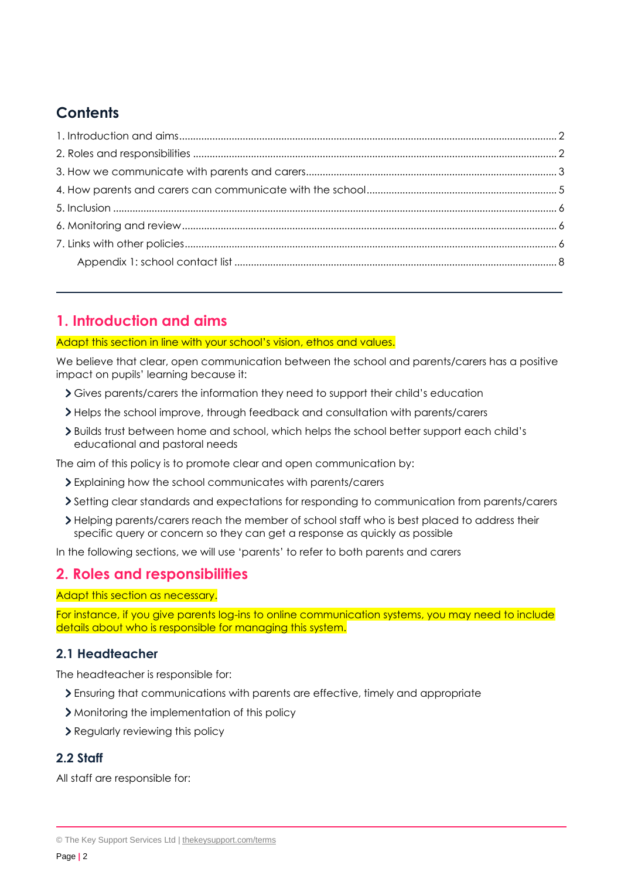## Contents

1. Introduction and aims ........ 2
2. Roles and responsibilities ........ 2
3. How we communicate with parents and carers ........ 3
4. How parents and carers can communicate with the school ........ 5
5. Inclusion ........ 6
6. Monitoring and review ........ 6
7. Links with other policies ........ 6

    Appendix 1: school contact list ........ 8

---

## 1. Introduction and aims

Adapt this section in line with your school's vision, ethos and values.

We believe that clear, open communication between the school and parents/carers has a positive impact on pupils' learning because it:

- Gives parents/carers the information they need to support their child's education
- Helps the school improve, through feedback and consultation with parents/carers
- Builds trust between home and school, which helps the school better support each child's educational and pastoral needs

The aim of this policy is to promote clear and open communication by:

- Explaining how the school communicates with parents/carers
- Setting clear standards and expectations for responding to communication from parents/carers
- Helping parents/carers reach the member of school staff who is best placed to address their specific query or concern so they can get a response as quickly as possible

In the following sections, we will use 'parents' to refer to both parents and carers

## 2. Roles and responsibilities

Adapt this section as necessary.

For instance, if you give parents log-ins to online communication systems, you may need to include details about who is responsible for managing this system.

### 2.1 Headteacher

The headteacher is responsible for:

- Ensuring that communications with parents are effective, timely and appropriate
- Monitoring the implementation of this policy
- Regularly reviewing this policy

### 2.2 Staff

All staff are responsible for: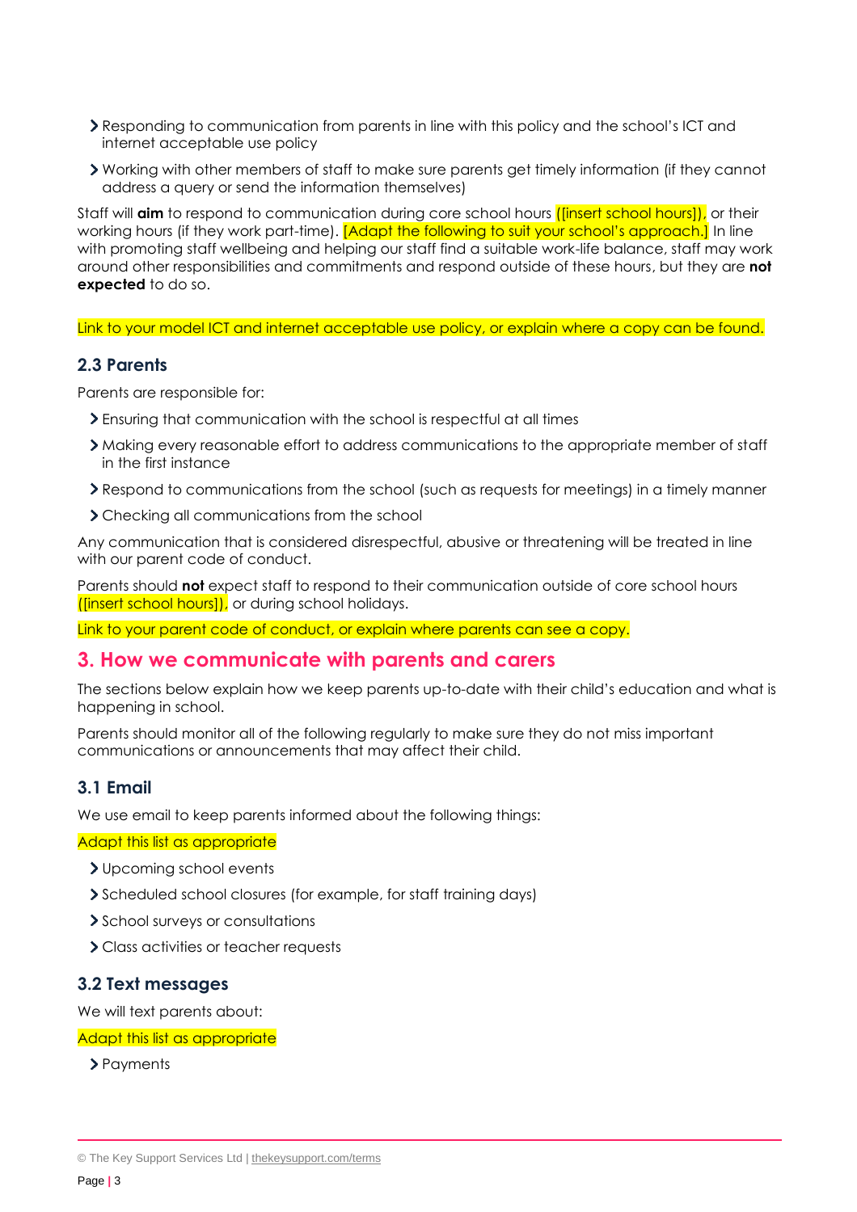- Responding to communication from parents in line with this policy and the school's ICT and internet acceptable use policy
- Working with other members of staff to make sure parents get timely information (if they cannot address a query or send the information themselves)

Staff will **aim** to respond to communication during core school hours ([insert school hours]), or their working hours (if they work part-time). [Adapt the following to suit your school's approach.] In line with promoting staff wellbeing and helping our staff find a suitable work-life balance, staff may work around other responsibilities and commitments and respond outside of these hours, but they are **not expected** to do so.

Link to your model ICT and internet acceptable use policy, or explain where a copy can be found.

### 2.3 Parents

Parents are responsible for:

- Ensuring that communication with the school is respectful at all times
- Making every reasonable effort to address communications to the appropriate member of staff in the first instance
- Respond to communications from the school (such as requests for meetings) in a timely manner
- Checking all communications from the school

Any communication that is considered disrespectful, abusive or threatening will be treated in line with our parent code of conduct.

Parents should **not** expect staff to respond to their communication outside of core school hours ([insert school hours]), or during school holidays.

Link to your parent code of conduct, or explain where parents can see a copy.

## 3. How we communicate with parents and carers

The sections below explain how we keep parents up-to-date with their child's education and what is happening in school.

Parents should monitor all of the following regularly to make sure they do not miss important communications or announcements that may affect their child.

### 3.1 Email

We use email to keep parents informed about the following things:

Adapt this list as appropriate

- Upcoming school events
- Scheduled school closures (for example, for staff training days)
- School surveys or consultations
- Class activities or teacher requests

### 3.2 Text messages

We will text parents about:

Adapt this list as appropriate

- Payments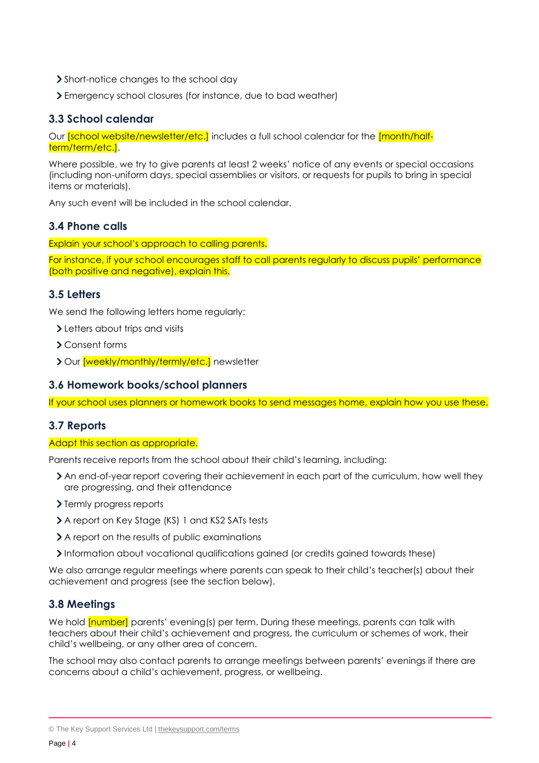- Short-notice changes to the school day
- Emergency school closures (for instance, due to bad weather)

### 3.3 School calendar

Our [school website/newsletter/etc.] includes a full school calendar for the [month/half-term/term/etc.].

Where possible, we try to give parents at least 2 weeks' notice of any events or special occasions (including non-uniform days, special assemblies or visitors, or requests for pupils to bring in special items or materials).

Any such event will be included in the school calendar.

### 3.4 Phone calls

Explain your school's approach to calling parents.

For instance, if your school encourages staff to call parents regularly to discuss pupils' performance (both positive and negative), explain this.

### 3.5 Letters

We send the following letters home regularly:

- Letters about trips and visits
- Consent forms
- Our [weekly/monthly/termly/etc.] newsletter

### 3.6 Homework books/school planners

If your school uses planners or homework books to send messages home, explain how you use these.

### 3.7 Reports

Adapt this section as appropriate.

Parents receive reports from the school about their child's learning, including:

- An end-of-year report covering their achievement in each part of the curriculum, how well they are progressing, and their attendance
- Termly progress reports
- A report on Key Stage (KS) 1 and KS2 SATs tests
- A report on the results of public examinations
- Information about vocational qualifications gained (or credits gained towards these)

We also arrange regular meetings where parents can speak to their child's teacher(s) about their achievement and progress (see the section below).

### 3.8 Meetings

We hold [number] parents' evening(s) per term. During these meetings, parents can talk with teachers about their child's achievement and progress, the curriculum or schemes of work, their child's wellbeing, or any other area of concern.

The school may also contact parents to arrange meetings between parents' evenings if there are concerns about a child's achievement, progress, or wellbeing.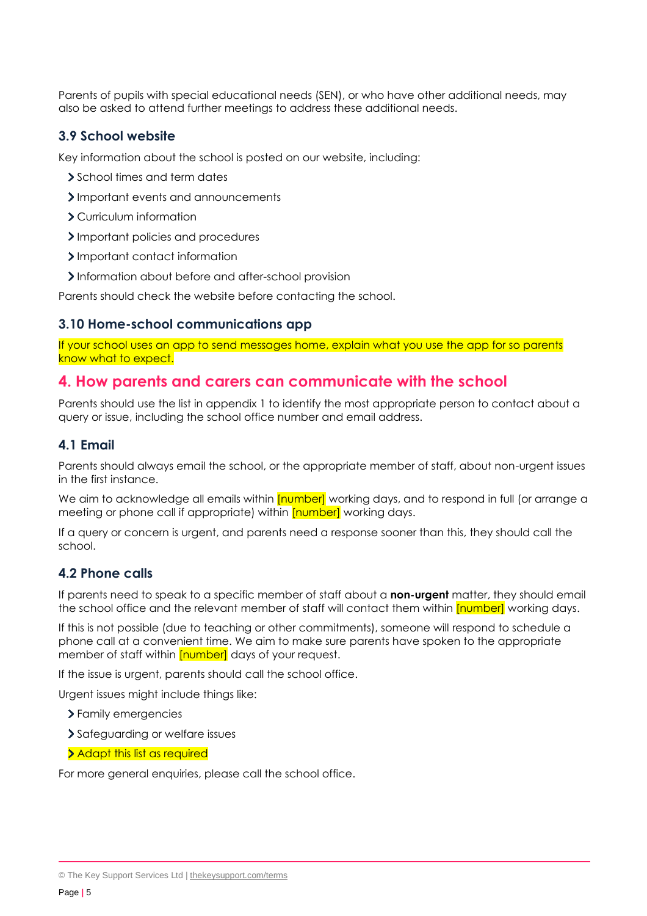Parents of pupils with special educational needs (SEN), or who have other additional needs, may also be asked to attend further meetings to address these additional needs.

### 3.9 School website

Key information about the school is posted on our website, including:

- School times and term dates
- Important events and announcements
- Curriculum information
- Important policies and procedures
- Important contact information
- Information about before and after-school provision

Parents should check the website before contacting the school.

### 3.10 Home-school communications app

If your school uses an app to send messages home, explain what you use the app for so parents know what to expect.

## 4. How parents and carers can communicate with the school

Parents should use the list in appendix 1 to identify the most appropriate person to contact about a query or issue, including the school office number and email address.

### 4.1 Email

Parents should always email the school, or the appropriate member of staff, about non-urgent issues in the first instance.

We aim to acknowledge all emails within [number] working days, and to respond in full (or arrange a meeting or phone call if appropriate) within [number] working days.

If a query or concern is urgent, and parents need a response sooner than this, they should call the school.

### 4.2 Phone calls

If parents need to speak to a specific member of staff about a **non-urgent** matter, they should email the school office and the relevant member of staff will contact them within [number] working days.

If this is not possible (due to teaching or other commitments), someone will respond to schedule a phone call at a convenient time. We aim to make sure parents have spoken to the appropriate member of staff within [number] days of your request.

If the issue is urgent, parents should call the school office.

Urgent issues might include things like:

- Family emergencies
- Safeguarding or welfare issues
- Adapt this list as required

For more general enquiries, please call the school office.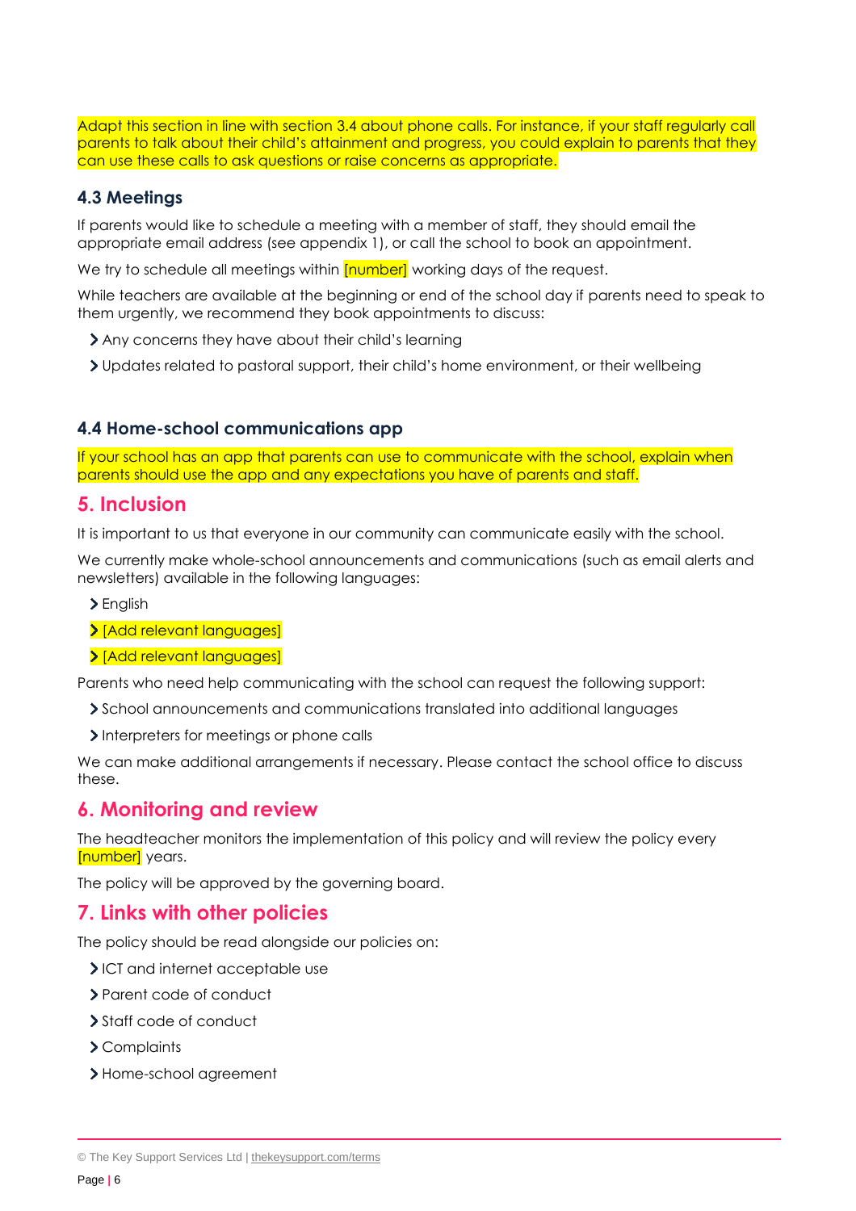Adapt this section in line with section 3.4 about phone calls. For instance, if your staff regularly call parents to talk about their child's attainment and progress, you could explain to parents that they can use these calls to ask questions or raise concerns as appropriate.

### 4.3 Meetings

If parents would like to schedule a meeting with a member of staff, they should email the appropriate email address (see appendix 1), or call the school to book an appointment.

We try to schedule all meetings within [number] working days of the request.

While teachers are available at the beginning or end of the school day if parents need to speak to them urgently, we recommend they book appointments to discuss:

- Any concerns they have about their child's learning
- Updates related to pastoral support, their child's home environment, or their wellbeing

### 4.4 Home-school communications app

If your school has an app that parents can use to communicate with the school, explain when parents should use the app and any expectations you have of parents and staff.

## 5. Inclusion

It is important to us that everyone in our community can communicate easily with the school.

We currently make whole-school announcements and communications (such as email alerts and newsletters) available in the following languages:

- English
- [Add relevant languages]
- [Add relevant languages]

Parents who need help communicating with the school can request the following support:

- School announcements and communications translated into additional languages
- Interpreters for meetings or phone calls

We can make additional arrangements if necessary. Please contact the school office to discuss these.

## 6. Monitoring and review

The headteacher monitors the implementation of this policy and will review the policy every [number] years.

The policy will be approved by the governing board.

## 7. Links with other policies

The policy should be read alongside our policies on:

- ICT and internet acceptable use
- Parent code of conduct
- Staff code of conduct
- Complaints
- Home-school agreement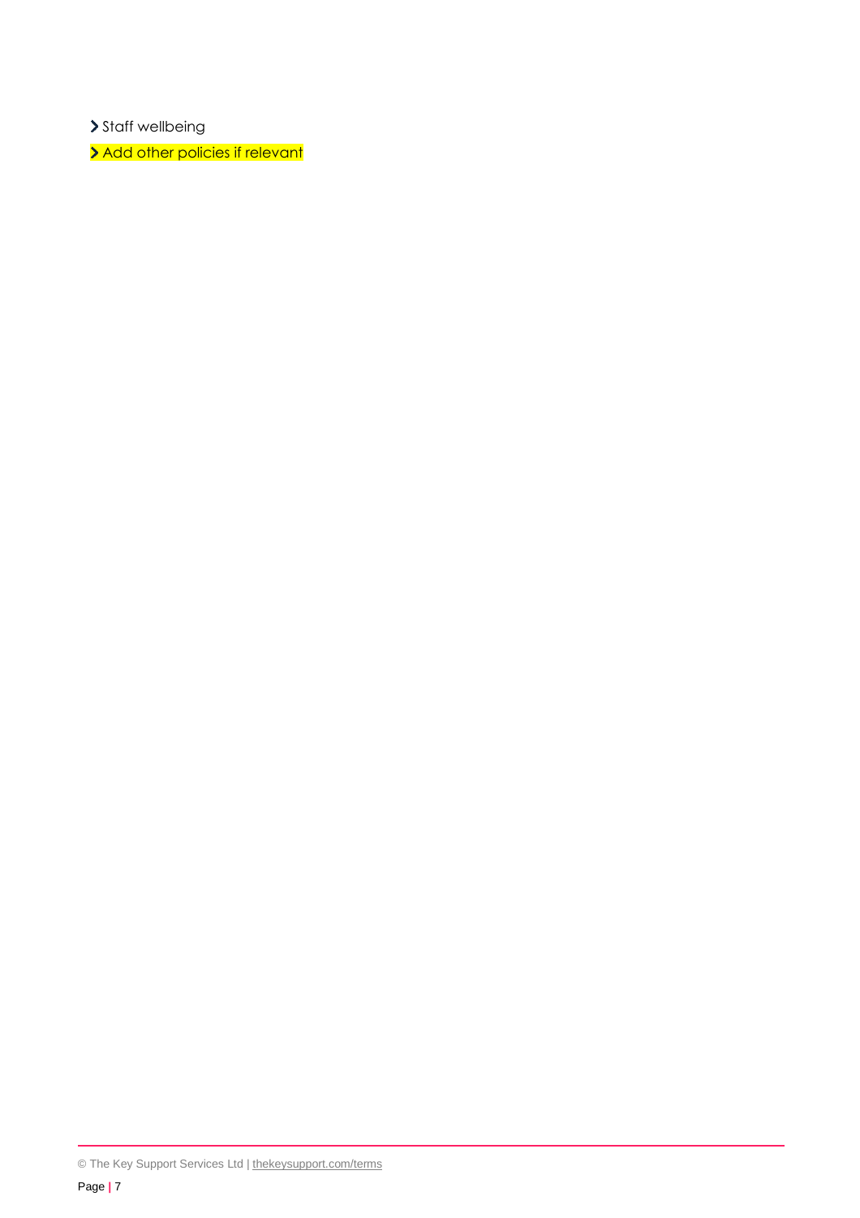- Staff wellbeing
- Add other policies if relevant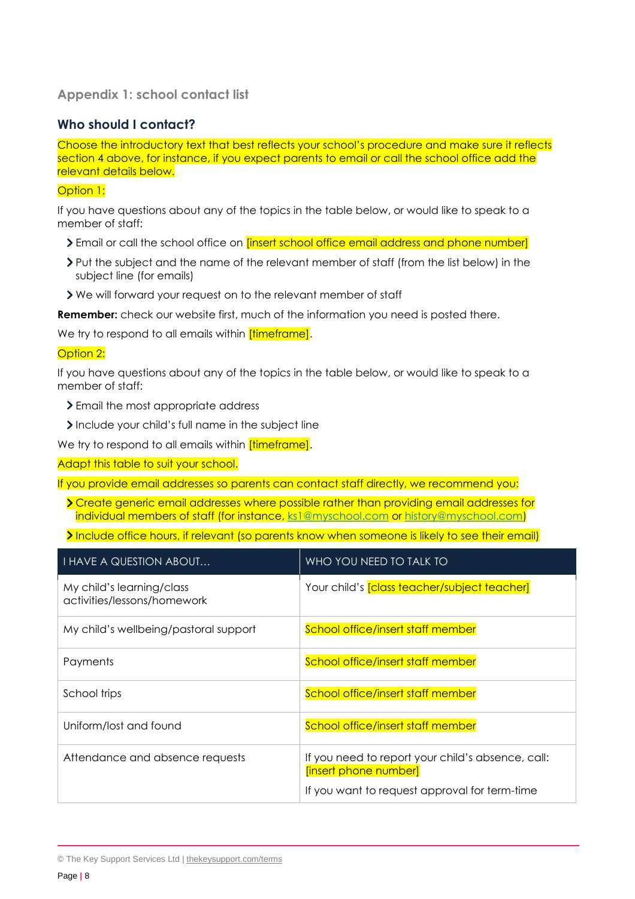## Appendix 1: school contact list

### Who should I contact?

Choose the introductory text that best reflects your school's procedure and make sure it reflects section 4 above, for instance, if you expect parents to email or call the school office add the relevant details below.

Option 1:

If you have questions about any of the topics in the table below, or would like to speak to a member of staff:

- Email or call the school office on [insert school office email address and phone number]
- Put the subject and the name of the relevant member of staff (from the list below) in the subject line (for emails)
- We will forward your request on to the relevant member of staff

**Remember:** check our website first, much of the information you need is posted there.

We try to respond to all emails within [timeframe].

Option 2:

If you have questions about any of the topics in the table below, or would like to speak to a member of staff:

- Email the most appropriate address
- Include your child's full name in the subject line

We try to respond to all emails within [timeframe].

Adapt this table to suit your school.

If you provide email addresses so parents can contact staff directly, we recommend you:

- Create generic email addresses where possible rather than providing email addresses for individual members of staff (for instance, ks1@myschool.com or history@myschool.com)
- Include office hours, if relevant (so parents know when someone is likely to see their email)

| I HAVE A QUESTION ABOUT… | WHO YOU NEED TO TALK TO |
| --- | --- |
| My child's learning/class activities/lessons/homework | Your child's [class teacher/subject teacher] |
| My child's wellbeing/pastoral support | School office/insert staff member |
| Payments | School office/insert staff member |
| School trips | School office/insert staff member |
| Uniform/lost and found | School office/insert staff member |
| Attendance and absence requests | If you need to report your child's absence, call: [insert phone number]<br><br>If you want to request approval for term-time |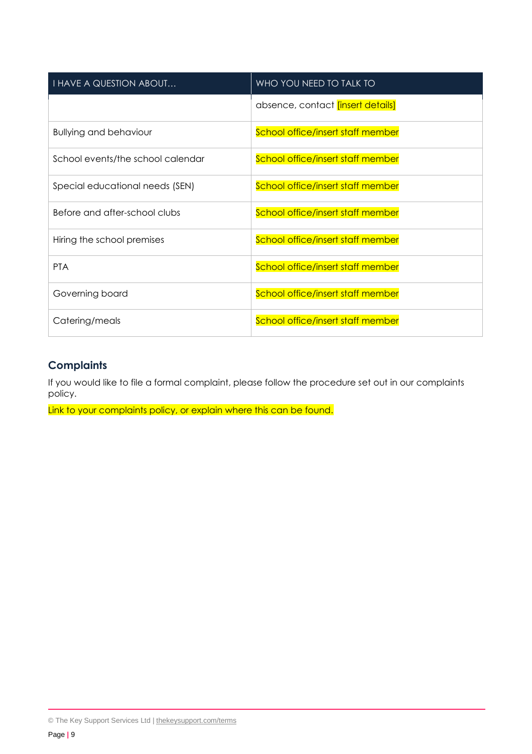| I HAVE A QUESTION ABOUT… | WHO YOU NEED TO TALK TO |
| --- | --- |
| | absence, contact [insert details] |
| Bullying and behaviour | School office/insert staff member |
| School events/the school calendar | School office/insert staff member |
| Special educational needs (SEN) | School office/insert staff member |
| Before and after-school clubs | School office/insert staff member |
| Hiring the school premises | School office/insert staff member |
| PTA | School office/insert staff member |
| Governing board | School office/insert staff member |
| Catering/meals | School office/insert staff member |

## Complaints

If you would like to file a formal complaint, please follow the procedure set out in our complaints policy.

Link to your complaints policy, or explain where this can be found.

© The Key Support Services Ltd | thekeysupport.com/terms